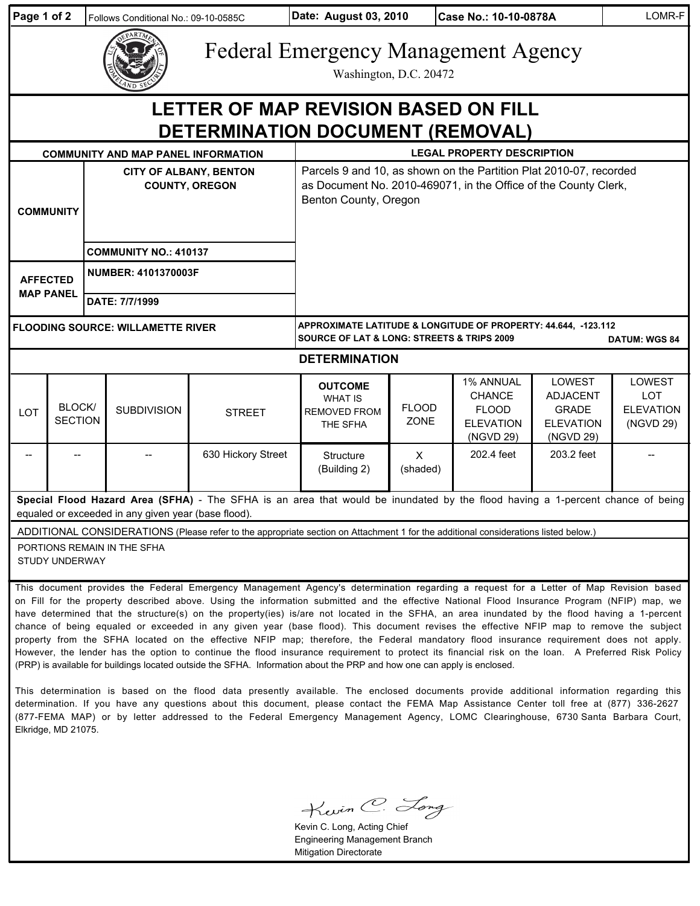Follows Conditional No.: 09-10-0585C | Date: August 03, 2010 | Case No.: 10-10-0878A | LOMR-F

# Federal Emergency Management Agency

Washington, D.C. 20472

# LETTER OF MAP REVISION BASED ON FILL DETERMINATION DOCUMENT (REMOVAL)

| COMMUNITY AND MAP PANEL INFORMATION | | LEGAL PROPERTY DESCRIPTION |
|---|---|---|
| COMMUNITY | CITY OF ALBANY, BENTON COUNTY, OREGON | Parcels 9 and 10, as shown on the Partition Plat 2010-07, recorded as Document No. 2010-469071, in the Office of the County Clerk, Benton County, Oregon |
| | COMMUNITY NO.: 410137 | |
| AFFECTED MAP PANEL | NUMBER: 4101370003F | |
| | DATE: 7/7/1999 | |
| FLOODING SOURCE: WILLAMETTE RIVER | | APPROXIMATE LATITUDE & LONGITUDE OF PROPERTY: 44.644, -123.112<br>SOURCE OF LAT & LONG: STREETS & TRIPS 2009 DATUM: WGS 84 |

## DETERMINATION

| LOT | BLOCK/ SECTION | SUBDIVISION | STREET | OUTCOME WHAT IS REMOVED FROM THE SFHA | FLOOD ZONE | 1% ANNUAL CHANCE FLOOD ELEVATION (NGVD 29) | LOWEST ADJACENT GRADE ELEVATION (NGVD 29) | LOWEST LOT ELEVATION (NGVD 29) |
|---|---|---|---|---|---|---|---|---|
| -- | -- | -- | 630 Hickory Street | Structure (Building 2) | X (shaded) | 202.4 feet | 203.2 feet | -- |

**Special Flood Hazard Area (SFHA)** - The SFHA is an area that would be inundated by the flood having a 1-percent chance of being equaled or exceeded in any given year (base flood).

ADDITIONAL CONSIDERATIONS (Please refer to the appropriate section on Attachment 1 for the additional considerations listed below.)

PORTIONS REMAIN IN THE SFHA
STUDY UNDERWAY

This document provides the Federal Emergency Management Agency's determination regarding a request for a Letter of Map Revision based on Fill for the property described above. Using the information submitted and the effective National Flood Insurance Program (NFIP) map, we have determined that the structure(s) on the property(ies) is/are not located in the SFHA, an area inundated by the flood having a 1-percent chance of being equaled or exceeded in any given year (base flood). This document revises the effective NFIP map to remove the subject property from the SFHA located on the effective NFIP map; therefore, the Federal mandatory flood insurance requirement does not apply. However, the lender has the option to continue the flood insurance requirement to protect its financial risk on the loan. A Preferred Risk Policy (PRP) is available for buildings located outside the SFHA. Information about the PRP and how one can apply is enclosed.

This determination is based on the flood data presently available. The enclosed documents provide additional information regarding this determination. If you have any questions about this document, please contact the FEMA Map Assistance Center toll free at (877) 336-2627 (877-FEMA MAP) or by letter addressed to the Federal Emergency Management Agency, LOMC Clearinghouse, 6730 Santa Barbara Court, Elkridge, MD 21075.

Kevin C. Long, Acting Chief
Engineering Management Branch
Mitigation Directorate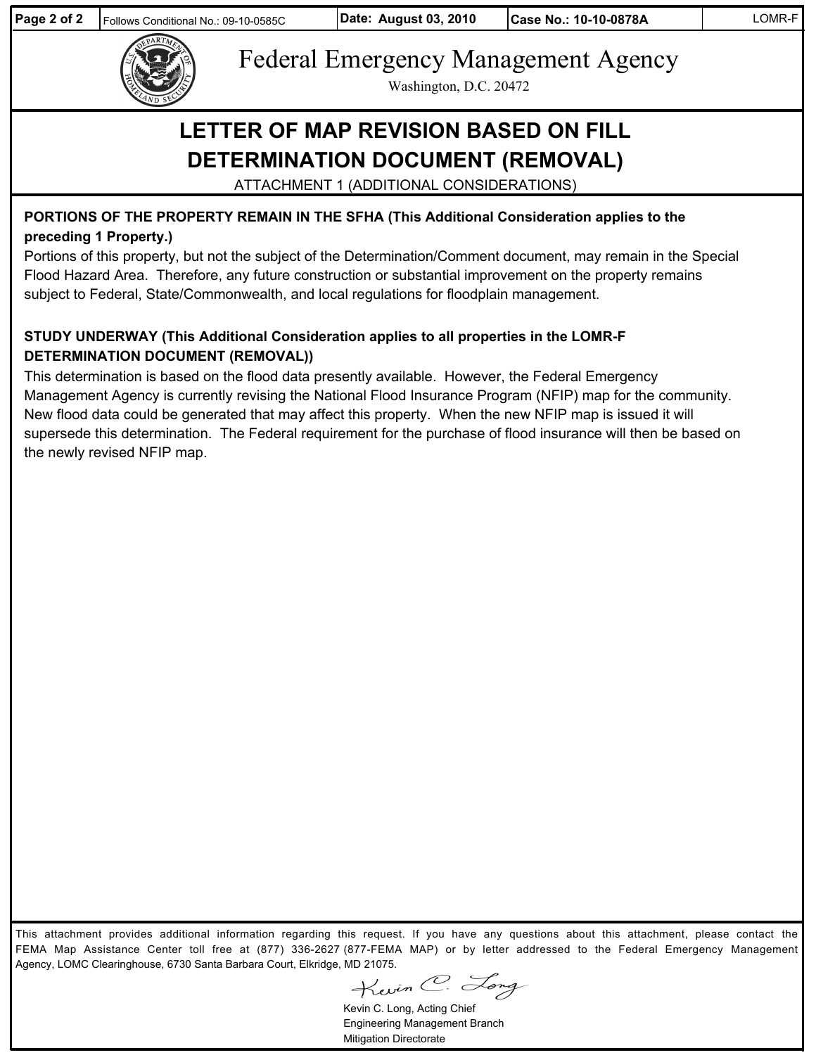| Page 2 of 2 | Follows Conditional No.: 09-10-0585C | Date: August 03, 2010 | Case No.: 10-10-0878A | LOMR-F |
|---|---|---|---|---|

Federal Emergency Management Agency

Washington, D.C. 20472

# LETTER OF MAP REVISION BASED ON FILL DETERMINATION DOCUMENT (REMOVAL)

ATTACHMENT 1 (ADDITIONAL CONSIDERATIONS)

**PORTIONS OF THE PROPERTY REMAIN IN THE SFHA (This Additional Consideration applies to the preceding 1 Property.)**

Portions of this property, but not the subject of the Determination/Comment document, may remain in the Special Flood Hazard Area. Therefore, any future construction or substantial improvement on the property remains subject to Federal, State/Commonwealth, and local regulations for floodplain management.

**STUDY UNDERWAY (This Additional Consideration applies to all properties in the LOMR-F DETERMINATION DOCUMENT (REMOVAL))**

This determination is based on the flood data presently available. However, the Federal Emergency Management Agency is currently revising the National Flood Insurance Program (NFIP) map for the community. New flood data could be generated that may affect this property. When the new NFIP map is issued it will supersede this determination. The Federal requirement for the purchase of flood insurance will then be based on the newly revised NFIP map.

This attachment provides additional information regarding this request. If you have any questions about this attachment, please contact the FEMA Map Assistance Center toll free at (877) 336-2627 (877-FEMA MAP) or by letter addressed to the Federal Emergency Management Agency, LOMC Clearinghouse, 6730 Santa Barbara Court, Elkridge, MD 21075.

Kevin C. Long, Acting Chief
Engineering Management Branch
Mitigation Directorate